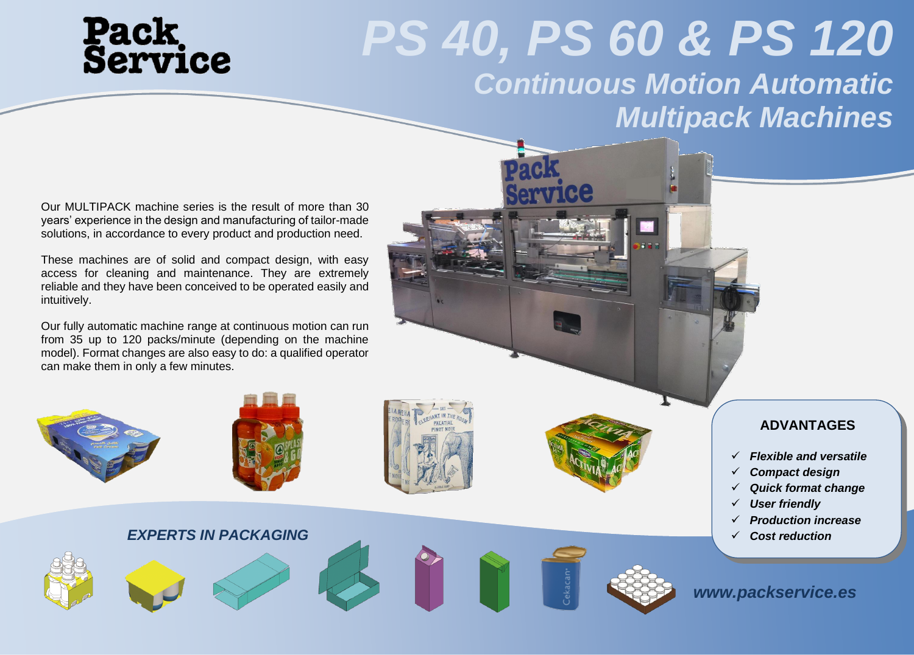Pack Service

# PS 40, PS 60 & PS 120

## *Continuous Motion Automatic Multipack Machines*

Our MULTIPACK machine series is the result of more than 30 years' experience in the design and manufacturing of tailor-made solutions, in accordance to every product and production need.

These machines are of solid and compact design, with easy access for cleaning and maintenance. They are extremely reliable and they have been conceived to be operated easily and intuitively.

Our fully automatic machine range at continuous motion can run from 35 up to 120 packs/minute (depending on the machine model). Format changes are also easy to do: a qualified operator can make them in only a few minutes.

### ADVANTAGES

- ✓ ***Flexible and versatile***
- ✓ ***Compact design***
- ✓ ***Quick format change***
- ✓ ***User friendly***
- ✓ ***Production increase***
- ✓ ***Cost reduction***

***EXPERTS IN PACKAGING***

***www.packservice.es***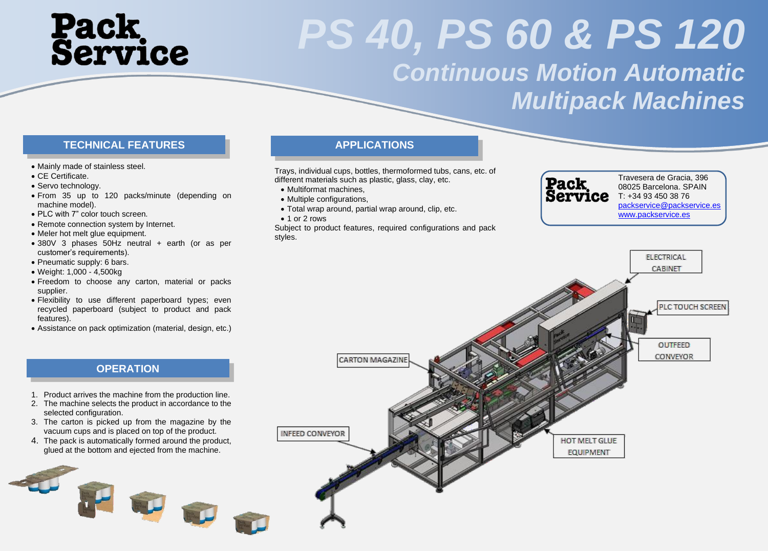# Pack Service

# PS 40, PS 60 & PS 120

## Continuous Motion Automatic Multipack Machines

## TECHNICAL FEATURES

- Mainly made of stainless steel.
- CE Certificate.
- Servo technology.
- From 35 up to 120 packs/minute (depending on machine model).
- PLC with 7" color touch screen.
- Remote connection system by Internet.
- Meler hot melt glue equipment.
- 380V 3 phases 50Hz neutral + earth (or as per customer's requirements).
- Pneumatic supply: 6 bars.
- Weight: 1,000 - 4,500kg
- Freedom to choose any carton, material or packs supplier.
- Flexibility to use different paperboard types; even recycled paperboard (subject to product and pack features).
- Assistance on pack optimization (material, design, etc.)

## OPERATION

1. Product arrives the machine from the production line.
2. The machine selects the product in accordance to the selected configuration.
3. The carton is picked up from the magazine by the vacuum cups and is placed on top of the product.
4. The pack is automatically formed around the product, glued at the bottom and ejected from the machine.

## APPLICATIONS

Trays, individual cups, bottles, thermoformed tubs, cans, etc. of different materials such as plastic, glass, clay, etc.

- Multiformat machines,
- Multiple configurations,
- Total wrap around, partial wrap around, clip, etc.
- 1 or 2 rows

Subject to product features, required configurations and pack styles.

Pack Service
Travesera de Gracia, 396
08025 Barcelona. SPAIN
T: +34 93 450 38 76
packservice@packservice.es
www.packservice.es

ELECTRICAL CABINET
PLC TOUCH SCREEN
OUTFEED CONVEYOR
CARTON MAGAZINE
INFEED CONVEYOR
HOT MELT GLUE EQUIPMENT